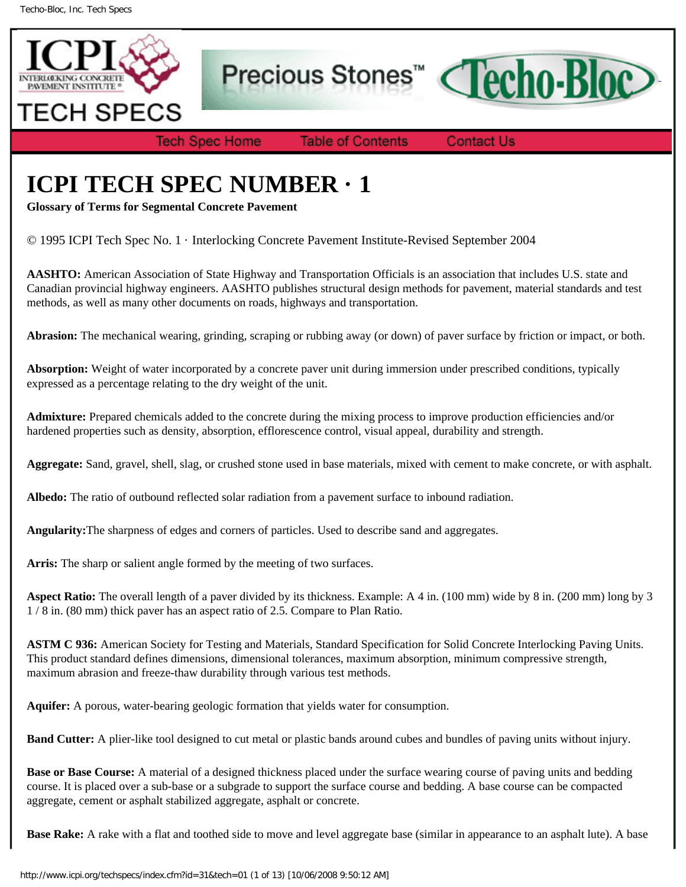# ICPI TECH SPEC NUMBER · 1

**Glossary of Terms for Segmental Concrete Pavement**

© 1995 ICPI Tech Spec No. 1 · Interlocking Concrete Pavement Institute-Revised September 2004

**AASHTO:** American Association of State Highway and Transportation Officials is an association that includes U.S. state and Canadian provincial highway engineers. AASHTO publishes structural design methods for pavement, material standards and test methods, as well as many other documents on roads, highways and transportation.

**Abrasion:** The mechanical wearing, grinding, scraping or rubbing away (or down) of paver surface by friction or impact, or both.

**Absorption:** Weight of water incorporated by a concrete paver unit during immersion under prescribed conditions, typically expressed as a percentage relating to the dry weight of the unit.

**Admixture:** Prepared chemicals added to the concrete during the mixing process to improve production efficiencies and/or hardened properties such as density, absorption, efflorescence control, visual appeal, durability and strength.

**Aggregate:** Sand, gravel, shell, slag, or crushed stone used in base materials, mixed with cement to make concrete, or with asphalt.

**Albedo:** The ratio of outbound reflected solar radiation from a pavement surface to inbound radiation.

**Angularity:**The sharpness of edges and corners of particles. Used to describe sand and aggregates.

**Arris:** The sharp or salient angle formed by the meeting of two surfaces.

**Aspect Ratio:** The overall length of a paver divided by its thickness. Example: A 4 in. (100 mm) wide by 8 in. (200 mm) long by 3 1 / 8 in. (80 mm) thick paver has an aspect ratio of 2.5. Compare to Plan Ratio.

**ASTM C 936:** American Society for Testing and Materials, Standard Specification for Solid Concrete Interlocking Paving Units. This product standard defines dimensions, dimensional tolerances, maximum absorption, minimum compressive strength, maximum abrasion and freeze-thaw durability through various test methods.

**Aquifer:** A porous, water-bearing geologic formation that yields water for consumption.

**Band Cutter:** A plier-like tool designed to cut metal or plastic bands around cubes and bundles of paving units without injury.

**Base or Base Course:** A material of a designed thickness placed under the surface wearing course of paving units and bedding course. It is placed over a sub-base or a subgrade to support the surface course and bedding. A base course can be compacted aggregate, cement or asphalt stabilized aggregate, asphalt or concrete.

**Base Rake:** A rake with a flat and toothed side to move and level aggregate base (similar in appearance to an asphalt lute). A base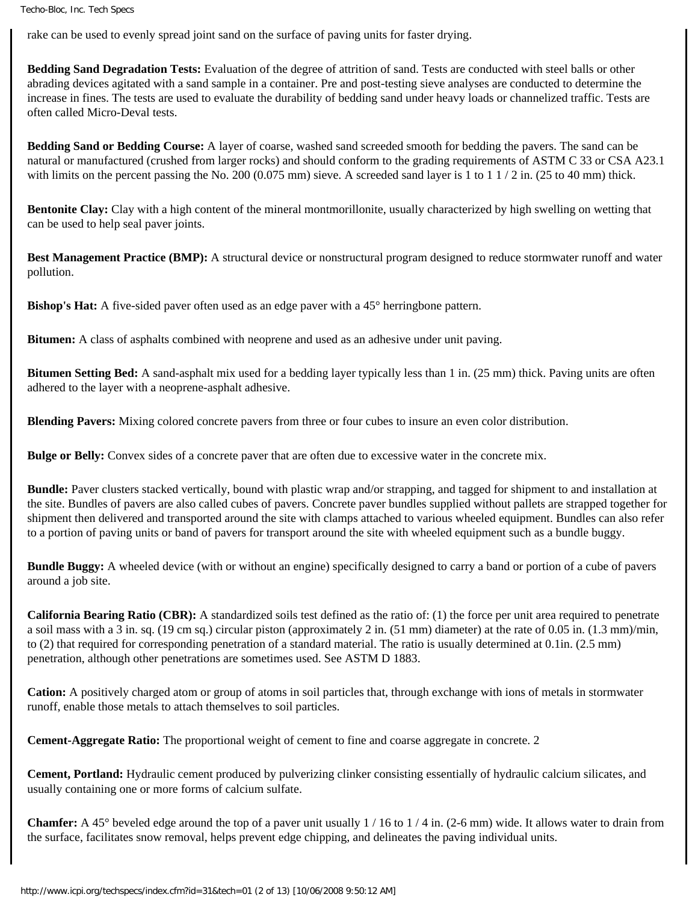rake can be used to evenly spread joint sand on the surface of paving units for faster drying.

**Bedding Sand Degradation Tests:** Evaluation of the degree of attrition of sand. Tests are conducted with steel balls or other abrading devices agitated with a sand sample in a container. Pre and post-testing sieve analyses are conducted to determine the increase in fines. The tests are used to evaluate the durability of bedding sand under heavy loads or channelized traffic. Tests are often called Micro-Deval tests.

**Bedding Sand or Bedding Course:** A layer of coarse, washed sand screeded smooth for bedding the pavers. The sand can be natural or manufactured (crushed from larger rocks) and should conform to the grading requirements of ASTM C 33 or CSA A23.1 with limits on the percent passing the No. 200 (0.075 mm) sieve. A screeded sand layer is 1 to 1 1 / 2 in. (25 to 40 mm) thick.

**Bentonite Clay:** Clay with a high content of the mineral montmorillonite, usually characterized by high swelling on wetting that can be used to help seal paver joints.

**Best Management Practice (BMP):** A structural device or nonstructural program designed to reduce stormwater runoff and water pollution.

**Bishop's Hat:** A five-sided paver often used as an edge paver with a 45° herringbone pattern.

**Bitumen:** A class of asphalts combined with neoprene and used as an adhesive under unit paving.

**Bitumen Setting Bed:** A sand-asphalt mix used for a bedding layer typically less than 1 in. (25 mm) thick. Paving units are often adhered to the layer with a neoprene-asphalt adhesive.

**Blending Pavers:** Mixing colored concrete pavers from three or four cubes to insure an even color distribution.

**Bulge or Belly:** Convex sides of a concrete paver that are often due to excessive water in the concrete mix.

**Bundle:** Paver clusters stacked vertically, bound with plastic wrap and/or strapping, and tagged for shipment to and installation at the site. Bundles of pavers are also called cubes of pavers. Concrete paver bundles supplied without pallets are strapped together for shipment then delivered and transported around the site with clamps attached to various wheeled equipment. Bundles can also refer to a portion of paving units or band of pavers for transport around the site with wheeled equipment such as a bundle buggy.

**Bundle Buggy:** A wheeled device (with or without an engine) specifically designed to carry a band or portion of a cube of pavers around a job site.

**California Bearing Ratio (CBR):** A standardized soils test defined as the ratio of: (1) the force per unit area required to penetrate a soil mass with a 3 in. sq. (19 cm sq.) circular piston (approximately 2 in. (51 mm) diameter) at the rate of 0.05 in. (1.3 mm)/min, to (2) that required for corresponding penetration of a standard material. The ratio is usually determined at 0.1in. (2.5 mm) penetration, although other penetrations are sometimes used. See ASTM D 1883.

**Cation:** A positively charged atom or group of atoms in soil particles that, through exchange with ions of metals in stormwater runoff, enable those metals to attach themselves to soil particles.

**Cement-Aggregate Ratio:** The proportional weight of cement to fine and coarse aggregate in concrete. 2

**Cement, Portland:** Hydraulic cement produced by pulverizing clinker consisting essentially of hydraulic calcium silicates, and usually containing one or more forms of calcium sulfate.

**Chamfer:** A 45° beveled edge around the top of a paver unit usually 1 / 16 to 1 / 4 in. (2-6 mm) wide. It allows water to drain from the surface, facilitates snow removal, helps prevent edge chipping, and delineates the paving individual units.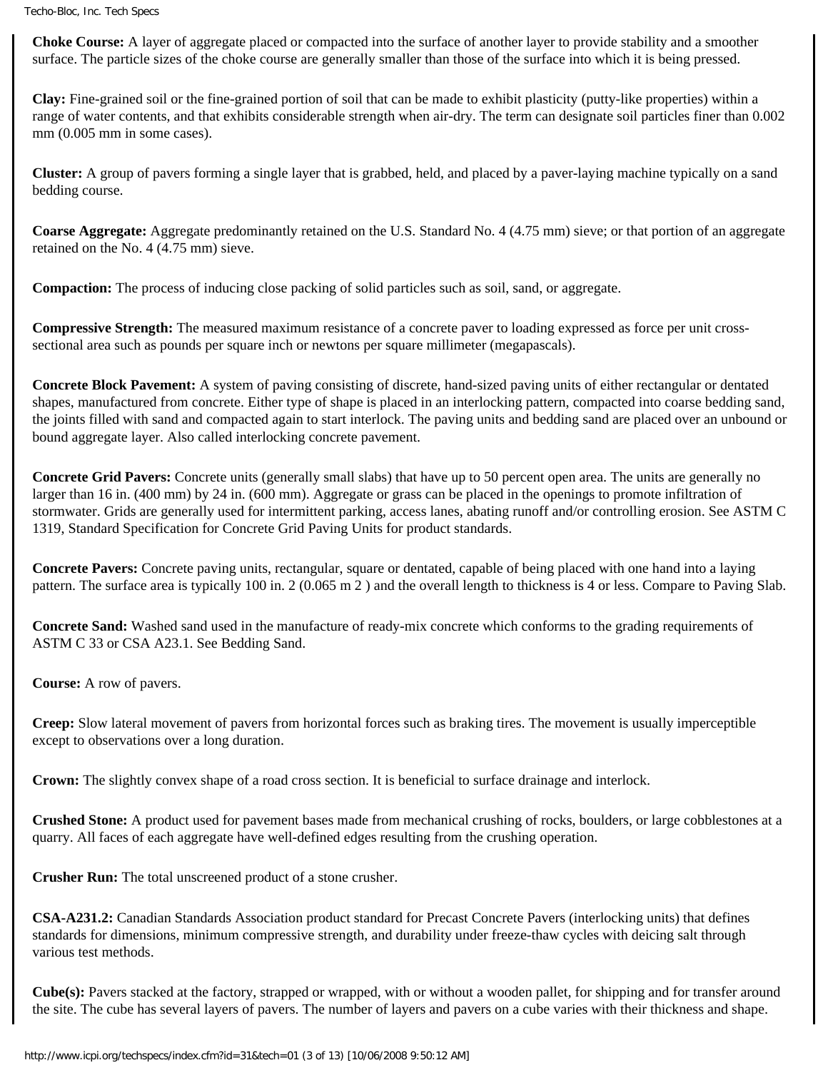**Choke Course:** A layer of aggregate placed or compacted into the surface of another layer to provide stability and a smoother surface. The particle sizes of the choke course are generally smaller than those of the surface into which it is being pressed.

**Clay:** Fine-grained soil or the fine-grained portion of soil that can be made to exhibit plasticity (putty-like properties) within a range of water contents, and that exhibits considerable strength when air-dry. The term can designate soil particles finer than 0.002 mm (0.005 mm in some cases).

**Cluster:** A group of pavers forming a single layer that is grabbed, held, and placed by a paver-laying machine typically on a sand bedding course.

**Coarse Aggregate:** Aggregate predominantly retained on the U.S. Standard No. 4 (4.75 mm) sieve; or that portion of an aggregate retained on the No. 4 (4.75 mm) sieve.

**Compaction:** The process of inducing close packing of solid particles such as soil, sand, or aggregate.

**Compressive Strength:** The measured maximum resistance of a concrete paver to loading expressed as force per unit cross-sectional area such as pounds per square inch or newtons per square millimeter (megapascals).

**Concrete Block Pavement:** A system of paving consisting of discrete, hand-sized paving units of either rectangular or dentated shapes, manufactured from concrete. Either type of shape is placed in an interlocking pattern, compacted into coarse bedding sand, the joints filled with sand and compacted again to start interlock. The paving units and bedding sand are placed over an unbound or bound aggregate layer. Also called interlocking concrete pavement.

**Concrete Grid Pavers:** Concrete units (generally small slabs) that have up to 50 percent open area. The units are generally no larger than 16 in. (400 mm) by 24 in. (600 mm). Aggregate or grass can be placed in the openings to promote infiltration of stormwater. Grids are generally used for intermittent parking, access lanes, abating runoff and/or controlling erosion. See ASTM C 1319, Standard Specification for Concrete Grid Paving Units for product standards.

**Concrete Pavers:** Concrete paving units, rectangular, square or dentated, capable of being placed with one hand into a laying pattern. The surface area is typically 100 in. 2 (0.065 m 2 ) and the overall length to thickness is 4 or less. Compare to Paving Slab.

**Concrete Sand:** Washed sand used in the manufacture of ready-mix concrete which conforms to the grading requirements of ASTM C 33 or CSA A23.1. See Bedding Sand.

**Course:** A row of pavers.

**Creep:** Slow lateral movement of pavers from horizontal forces such as braking tires. The movement is usually imperceptible except to observations over a long duration.

**Crown:** The slightly convex shape of a road cross section. It is beneficial to surface drainage and interlock.

**Crushed Stone:** A product used for pavement bases made from mechanical crushing of rocks, boulders, or large cobblestones at a quarry. All faces of each aggregate have well-defined edges resulting from the crushing operation.

**Crusher Run:** The total unscreened product of a stone crusher.

**CSA-A231.2:** Canadian Standards Association product standard for Precast Concrete Pavers (interlocking units) that defines standards for dimensions, minimum compressive strength, and durability under freeze-thaw cycles with deicing salt through various test methods.

**Cube(s):** Pavers stacked at the factory, strapped or wrapped, with or without a wooden pallet, for shipping and for transfer around the site. The cube has several layers of pavers. The number of layers and pavers on a cube varies with their thickness and shape.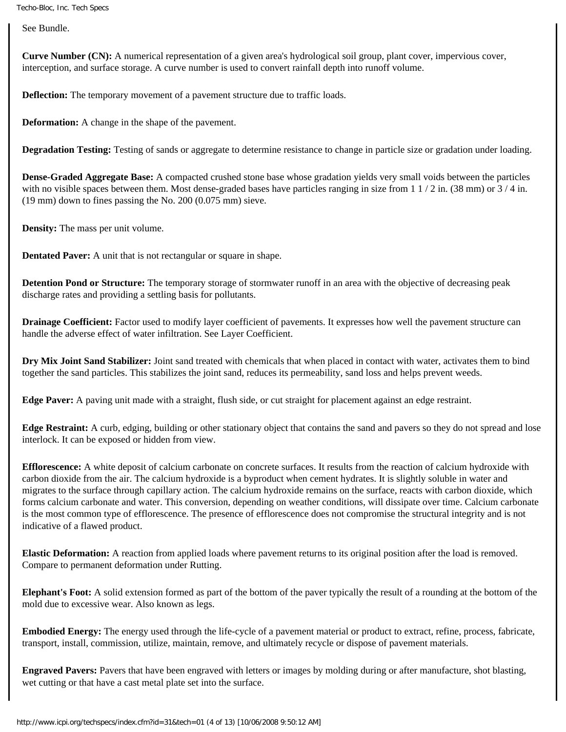See Bundle.

**Curve Number (CN):** A numerical representation of a given area's hydrological soil group, plant cover, impervious cover, interception, and surface storage. A curve number is used to convert rainfall depth into runoff volume.

**Deflection:** The temporary movement of a pavement structure due to traffic loads.

**Deformation:** A change in the shape of the pavement.

**Degradation Testing:** Testing of sands or aggregate to determine resistance to change in particle size or gradation under loading.

**Dense-Graded Aggregate Base:** A compacted crushed stone base whose gradation yields very small voids between the particles with no visible spaces between them. Most dense-graded bases have particles ranging in size from 1 1 / 2 in. (38 mm) or 3 / 4 in. (19 mm) down to fines passing the No. 200 (0.075 mm) sieve.

**Density:** The mass per unit volume.

**Dentated Paver:** A unit that is not rectangular or square in shape.

**Detention Pond or Structure:** The temporary storage of stormwater runoff in an area with the objective of decreasing peak discharge rates and providing a settling basis for pollutants.

**Drainage Coefficient:** Factor used to modify layer coefficient of pavements. It expresses how well the pavement structure can handle the adverse effect of water infiltration. See Layer Coefficient.

**Dry Mix Joint Sand Stabilizer:** Joint sand treated with chemicals that when placed in contact with water, activates them to bind together the sand particles. This stabilizes the joint sand, reduces its permeability, sand loss and helps prevent weeds.

**Edge Paver:** A paving unit made with a straight, flush side, or cut straight for placement against an edge restraint.

**Edge Restraint:** A curb, edging, building or other stationary object that contains the sand and pavers so they do not spread and lose interlock. It can be exposed or hidden from view.

**Efflorescence:** A white deposit of calcium carbonate on concrete surfaces. It results from the reaction of calcium hydroxide with carbon dioxide from the air. The calcium hydroxide is a byproduct when cement hydrates. It is slightly soluble in water and migrates to the surface through capillary action. The calcium hydroxide remains on the surface, reacts with carbon dioxide, which forms calcium carbonate and water. This conversion, depending on weather conditions, will dissipate over time. Calcium carbonate is the most common type of efflorescence. The presence of efflorescence does not compromise the structural integrity and is not indicative of a flawed product.

**Elastic Deformation:** A reaction from applied loads where pavement returns to its original position after the load is removed. Compare to permanent deformation under Rutting.

**Elephant's Foot:** A solid extension formed as part of the bottom of the paver typically the result of a rounding at the bottom of the mold due to excessive wear. Also known as legs.

**Embodied Energy:** The energy used through the life-cycle of a pavement material or product to extract, refine, process, fabricate, transport, install, commission, utilize, maintain, remove, and ultimately recycle or dispose of pavement materials.

**Engraved Pavers:** Pavers that have been engraved with letters or images by molding during or after manufacture, shot blasting, wet cutting or that have a cast metal plate set into the surface.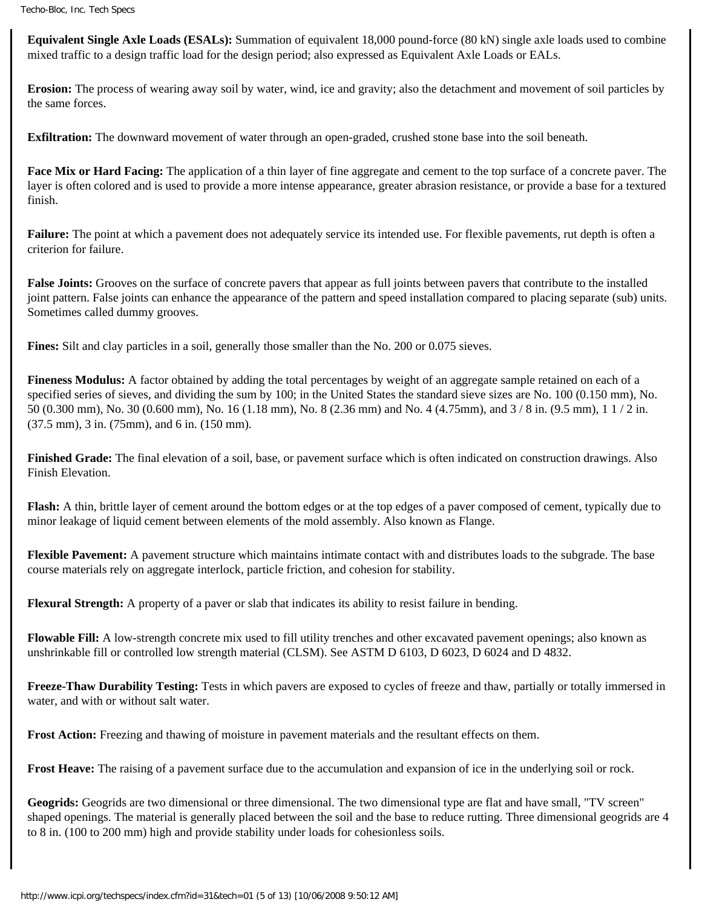**Equivalent Single Axle Loads (ESALs):** Summation of equivalent 18,000 pound-force (80 kN) single axle loads used to combine mixed traffic to a design traffic load for the design period; also expressed as Equivalent Axle Loads or EALs.

**Erosion:** The process of wearing away soil by water, wind, ice and gravity; also the detachment and movement of soil particles by the same forces.

**Exfiltration:** The downward movement of water through an open-graded, crushed stone base into the soil beneath.

**Face Mix or Hard Facing:** The application of a thin layer of fine aggregate and cement to the top surface of a concrete paver. The layer is often colored and is used to provide a more intense appearance, greater abrasion resistance, or provide a base for a textured finish.

**Failure:** The point at which a pavement does not adequately service its intended use. For flexible pavements, rut depth is often a criterion for failure.

**False Joints:** Grooves on the surface of concrete pavers that appear as full joints between pavers that contribute to the installed joint pattern. False joints can enhance the appearance of the pattern and speed installation compared to placing separate (sub) units. Sometimes called dummy grooves.

**Fines:** Silt and clay particles in a soil, generally those smaller than the No. 200 or 0.075 sieves.

**Fineness Modulus:** A factor obtained by adding the total percentages by weight of an aggregate sample retained on each of a specified series of sieves, and dividing the sum by 100; in the United States the standard sieve sizes are No. 100 (0.150 mm), No. 50 (0.300 mm), No. 30 (0.600 mm), No. 16 (1.18 mm), No. 8 (2.36 mm) and No. 4 (4.75mm), and 3 / 8 in. (9.5 mm), 1 1 / 2 in. (37.5 mm), 3 in. (75mm), and 6 in. (150 mm).

**Finished Grade:** The final elevation of a soil, base, or pavement surface which is often indicated on construction drawings. Also Finish Elevation.

**Flash:** A thin, brittle layer of cement around the bottom edges or at the top edges of a paver composed of cement, typically due to minor leakage of liquid cement between elements of the mold assembly. Also known as Flange.

**Flexible Pavement:** A pavement structure which maintains intimate contact with and distributes loads to the subgrade. The base course materials rely on aggregate interlock, particle friction, and cohesion for stability.

**Flexural Strength:** A property of a paver or slab that indicates its ability to resist failure in bending.

**Flowable Fill:** A low-strength concrete mix used to fill utility trenches and other excavated pavement openings; also known as unshrinkable fill or controlled low strength material (CLSM). See ASTM D 6103, D 6023, D 6024 and D 4832.

**Freeze-Thaw Durability Testing:** Tests in which pavers are exposed to cycles of freeze and thaw, partially or totally immersed in water, and with or without salt water.

**Frost Action:** Freezing and thawing of moisture in pavement materials and the resultant effects on them.

**Frost Heave:** The raising of a pavement surface due to the accumulation and expansion of ice in the underlying soil or rock.

**Geogrids:** Geogrids are two dimensional or three dimensional. The two dimensional type are flat and have small, "TV screen" shaped openings. The material is generally placed between the soil and the base to reduce rutting. Three dimensional geogrids are 4 to 8 in. (100 to 200 mm) high and provide stability under loads for cohesionless soils.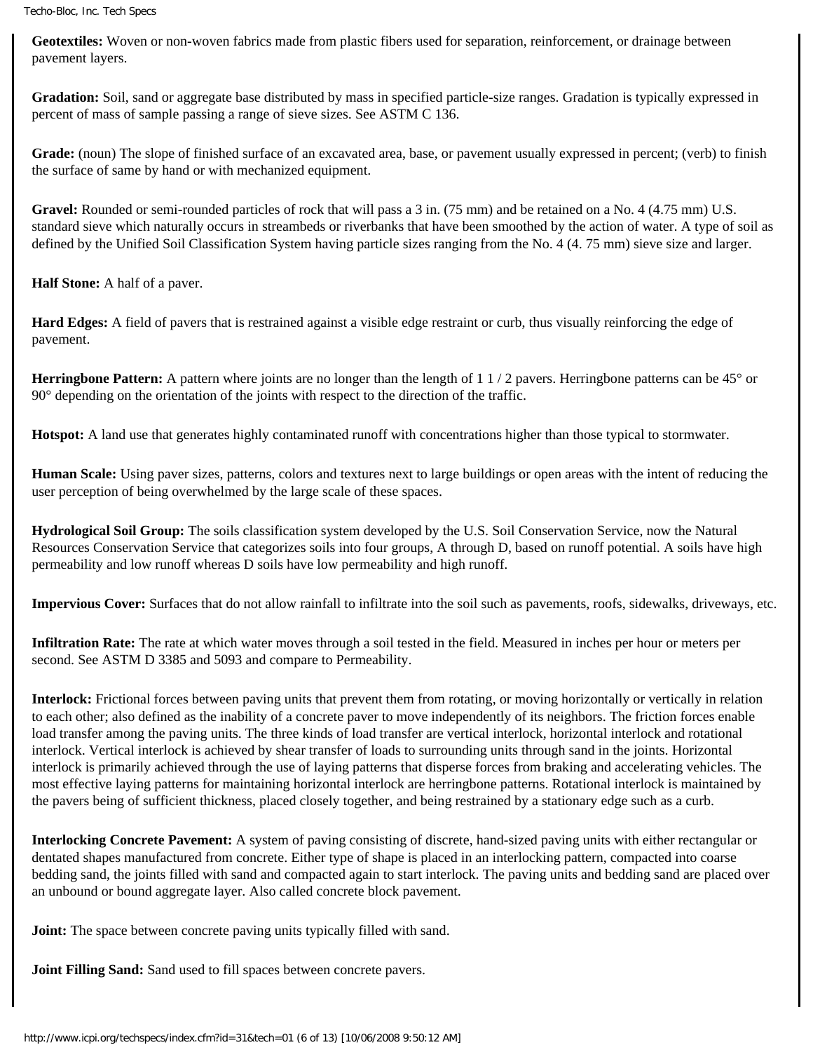**Geotextiles:** Woven or non-woven fabrics made from plastic fibers used for separation, reinforcement, or drainage between pavement layers.

**Gradation:** Soil, sand or aggregate base distributed by mass in specified particle-size ranges. Gradation is typically expressed in percent of mass of sample passing a range of sieve sizes. See ASTM C 136.

**Grade:** (noun) The slope of finished surface of an excavated area, base, or pavement usually expressed in percent; (verb) to finish the surface of same by hand or with mechanized equipment.

**Gravel:** Rounded or semi-rounded particles of rock that will pass a 3 in. (75 mm) and be retained on a No. 4 (4.75 mm) U.S. standard sieve which naturally occurs in streambeds or riverbanks that have been smoothed by the action of water. A type of soil as defined by the Unified Soil Classification System having particle sizes ranging from the No. 4 (4. 75 mm) sieve size and larger.

**Half Stone:** A half of a paver.

**Hard Edges:** A field of pavers that is restrained against a visible edge restraint or curb, thus visually reinforcing the edge of pavement.

**Herringbone Pattern:** A pattern where joints are no longer than the length of 1 1 / 2 pavers. Herringbone patterns can be 45° or 90° depending on the orientation of the joints with respect to the direction of the traffic.

**Hotspot:** A land use that generates highly contaminated runoff with concentrations higher than those typical to stormwater.

**Human Scale:** Using paver sizes, patterns, colors and textures next to large buildings or open areas with the intent of reducing the user perception of being overwhelmed by the large scale of these spaces.

**Hydrological Soil Group:** The soils classification system developed by the U.S. Soil Conservation Service, now the Natural Resources Conservation Service that categorizes soils into four groups, A through D, based on runoff potential. A soils have high permeability and low runoff whereas D soils have low permeability and high runoff.

**Impervious Cover:** Surfaces that do not allow rainfall to infiltrate into the soil such as pavements, roofs, sidewalks, driveways, etc.

**Infiltration Rate:** The rate at which water moves through a soil tested in the field. Measured in inches per hour or meters per second. See ASTM D 3385 and 5093 and compare to Permeability.

**Interlock:** Frictional forces between paving units that prevent them from rotating, or moving horizontally or vertically in relation to each other; also defined as the inability of a concrete paver to move independently of its neighbors. The friction forces enable load transfer among the paving units. The three kinds of load transfer are vertical interlock, horizontal interlock and rotational interlock. Vertical interlock is achieved by shear transfer of loads to surrounding units through sand in the joints. Horizontal interlock is primarily achieved through the use of laying patterns that disperse forces from braking and accelerating vehicles. The most effective laying patterns for maintaining horizontal interlock are herringbone patterns. Rotational interlock is maintained by the pavers being of sufficient thickness, placed closely together, and being restrained by a stationary edge such as a curb.

**Interlocking Concrete Pavement:** A system of paving consisting of discrete, hand-sized paving units with either rectangular or dentated shapes manufactured from concrete. Either type of shape is placed in an interlocking pattern, compacted into coarse bedding sand, the joints filled with sand and compacted again to start interlock. The paving units and bedding sand are placed over an unbound or bound aggregate layer. Also called concrete block pavement.

**Joint:** The space between concrete paving units typically filled with sand.

**Joint Filling Sand:** Sand used to fill spaces between concrete pavers.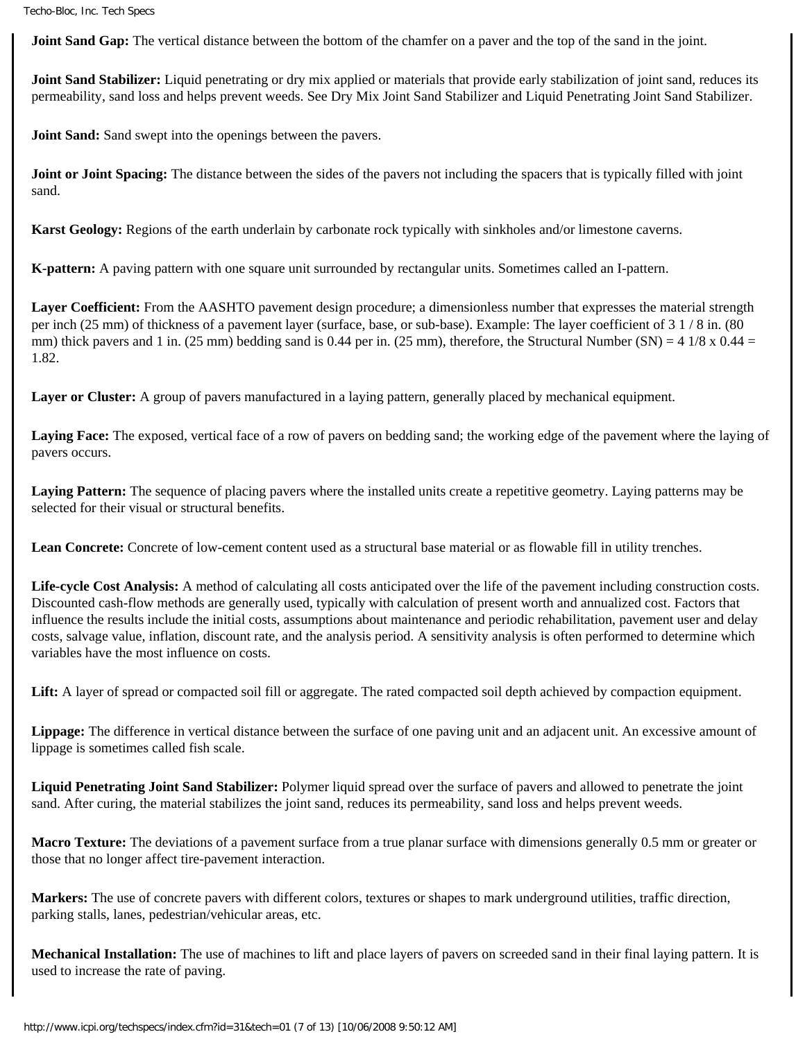**Joint Sand Gap:** The vertical distance between the bottom of the chamfer on a paver and the top of the sand in the joint.

**Joint Sand Stabilizer:** Liquid penetrating or dry mix applied or materials that provide early stabilization of joint sand, reduces its permeability, sand loss and helps prevent weeds. See Dry Mix Joint Sand Stabilizer and Liquid Penetrating Joint Sand Stabilizer.

**Joint Sand:** Sand swept into the openings between the pavers.

**Joint or Joint Spacing:** The distance between the sides of the pavers not including the spacers that is typically filled with joint sand.

**Karst Geology:** Regions of the earth underlain by carbonate rock typically with sinkholes and/or limestone caverns.

**K-pattern:** A paving pattern with one square unit surrounded by rectangular units. Sometimes called an I-pattern.

**Layer Coefficient:** From the AASHTO pavement design procedure; a dimensionless number that expresses the material strength per inch (25 mm) of thickness of a pavement layer (surface, base, or sub-base). Example: The layer coefficient of 3 1 / 8 in. (80 mm) thick pavers and 1 in. (25 mm) bedding sand is 0.44 per in. (25 mm), therefore, the Structural Number (SN) = 4 1/8 x 0.44 = 1.82.

**Layer or Cluster:** A group of pavers manufactured in a laying pattern, generally placed by mechanical equipment.

**Laying Face:** The exposed, vertical face of a row of pavers on bedding sand; the working edge of the pavement where the laying of pavers occurs.

**Laying Pattern:** The sequence of placing pavers where the installed units create a repetitive geometry. Laying patterns may be selected for their visual or structural benefits.

**Lean Concrete:** Concrete of low-cement content used as a structural base material or as flowable fill in utility trenches.

**Life-cycle Cost Analysis:** A method of calculating all costs anticipated over the life of the pavement including construction costs. Discounted cash-flow methods are generally used, typically with calculation of present worth and annualized cost. Factors that influence the results include the initial costs, assumptions about maintenance and periodic rehabilitation, pavement user and delay costs, salvage value, inflation, discount rate, and the analysis period. A sensitivity analysis is often performed to determine which variables have the most influence on costs.

**Lift:** A layer of spread or compacted soil fill or aggregate. The rated compacted soil depth achieved by compaction equipment.

**Lippage:** The difference in vertical distance between the surface of one paving unit and an adjacent unit. An excessive amount of lippage is sometimes called fish scale.

**Liquid Penetrating Joint Sand Stabilizer:** Polymer liquid spread over the surface of pavers and allowed to penetrate the joint sand. After curing, the material stabilizes the joint sand, reduces its permeability, sand loss and helps prevent weeds.

**Macro Texture:** The deviations of a pavement surface from a true planar surface with dimensions generally 0.5 mm or greater or those that no longer affect tire-pavement interaction.

**Markers:** The use of concrete pavers with different colors, textures or shapes to mark underground utilities, traffic direction, parking stalls, lanes, pedestrian/vehicular areas, etc.

**Mechanical Installation:** The use of machines to lift and place layers of pavers on screeded sand in their final laying pattern. It is used to increase the rate of paving.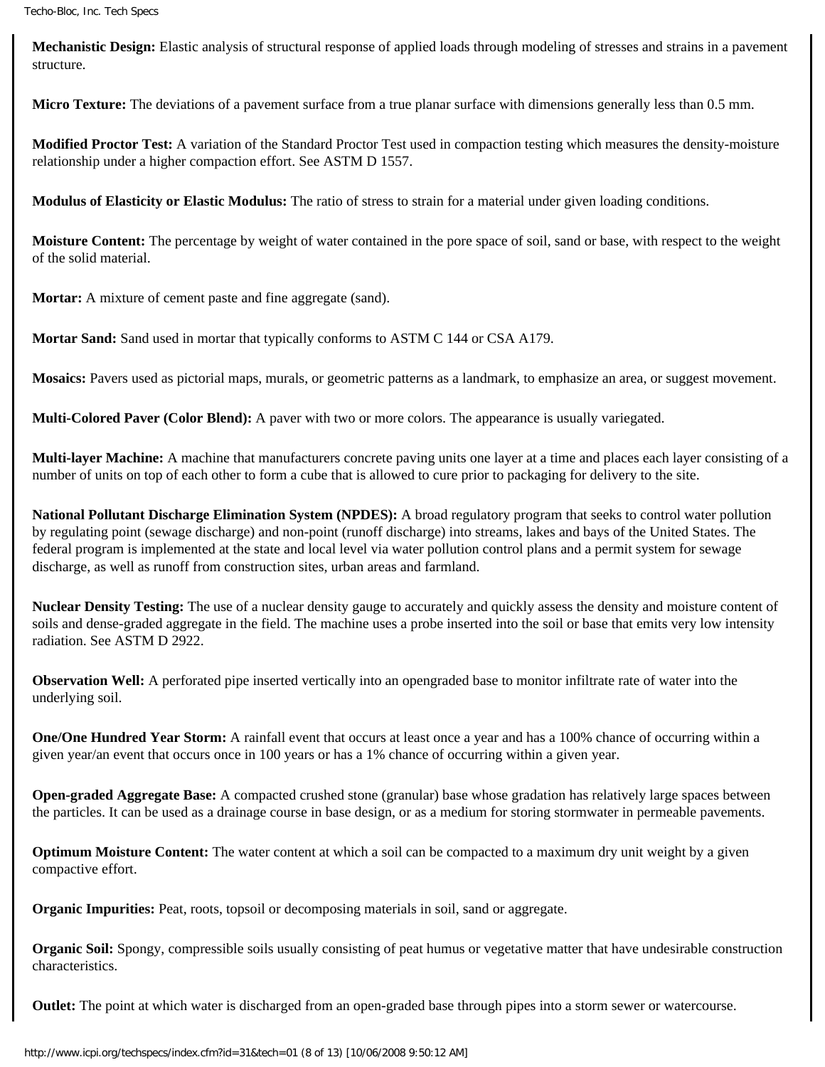**Mechanistic Design:** Elastic analysis of structural response of applied loads through modeling of stresses and strains in a pavement structure.

**Micro Texture:** The deviations of a pavement surface from a true planar surface with dimensions generally less than 0.5 mm.

**Modified Proctor Test:** A variation of the Standard Proctor Test used in compaction testing which measures the density-moisture relationship under a higher compaction effort. See ASTM D 1557.

**Modulus of Elasticity or Elastic Modulus:** The ratio of stress to strain for a material under given loading conditions.

**Moisture Content:** The percentage by weight of water contained in the pore space of soil, sand or base, with respect to the weight of the solid material.

**Mortar:** A mixture of cement paste and fine aggregate (sand).

**Mortar Sand:** Sand used in mortar that typically conforms to ASTM C 144 or CSA A179.

**Mosaics:** Pavers used as pictorial maps, murals, or geometric patterns as a landmark, to emphasize an area, or suggest movement.

**Multi-Colored Paver (Color Blend):** A paver with two or more colors. The appearance is usually variegated.

**Multi-layer Machine:** A machine that manufacturers concrete paving units one layer at a time and places each layer consisting of a number of units on top of each other to form a cube that is allowed to cure prior to packaging for delivery to the site.

**National Pollutant Discharge Elimination System (NPDES):** A broad regulatory program that seeks to control water pollution by regulating point (sewage discharge) and non-point (runoff discharge) into streams, lakes and bays of the United States. The federal program is implemented at the state and local level via water pollution control plans and a permit system for sewage discharge, as well as runoff from construction sites, urban areas and farmland.

**Nuclear Density Testing:** The use of a nuclear density gauge to accurately and quickly assess the density and moisture content of soils and dense-graded aggregate in the field. The machine uses a probe inserted into the soil or base that emits very low intensity radiation. See ASTM D 2922.

**Observation Well:** A perforated pipe inserted vertically into an opengraded base to monitor infiltrate rate of water into the underlying soil.

**One/One Hundred Year Storm:** A rainfall event that occurs at least once a year and has a 100% chance of occurring within a given year/an event that occurs once in 100 years or has a 1% chance of occurring within a given year.

**Open-graded Aggregate Base:** A compacted crushed stone (granular) base whose gradation has relatively large spaces between the particles. It can be used as a drainage course in base design, or as a medium for storing stormwater in permeable pavements.

**Optimum Moisture Content:** The water content at which a soil can be compacted to a maximum dry unit weight by a given compactive effort.

**Organic Impurities:** Peat, roots, topsoil or decomposing materials in soil, sand or aggregate.

**Organic Soil:** Spongy, compressible soils usually consisting of peat humus or vegetative matter that have undesirable construction characteristics.

**Outlet:** The point at which water is discharged from an open-graded base through pipes into a storm sewer or watercourse.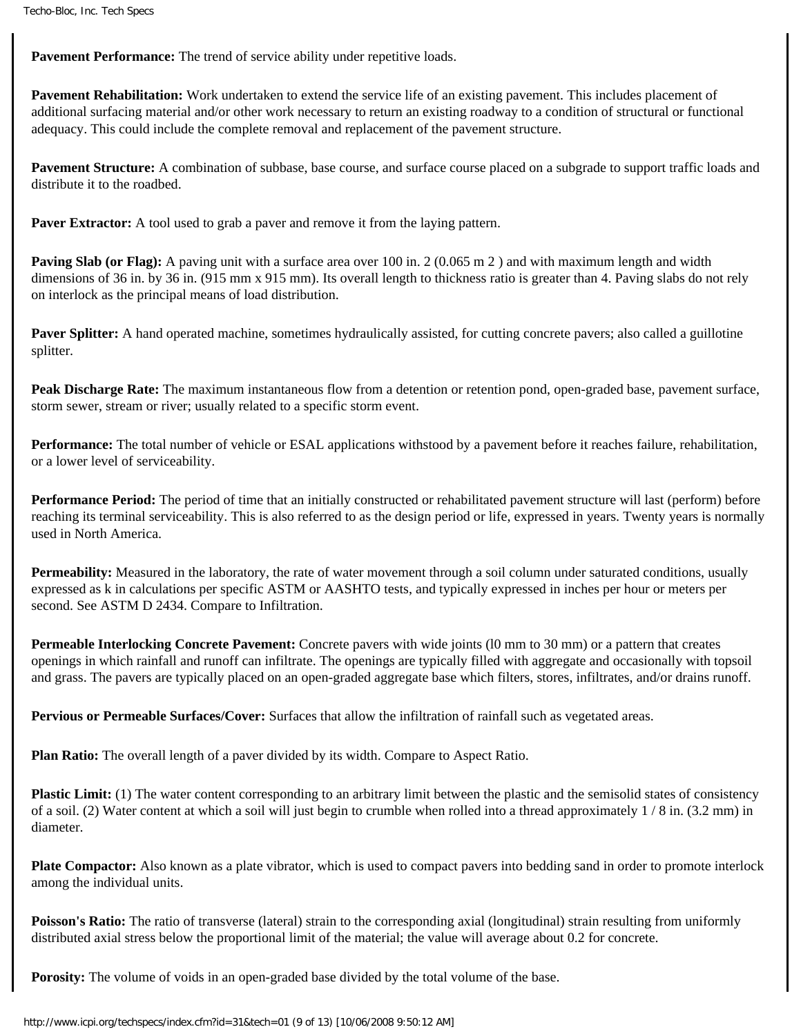**Pavement Performance:** The trend of service ability under repetitive loads.

**Pavement Rehabilitation:** Work undertaken to extend the service life of an existing pavement. This includes placement of additional surfacing material and/or other work necessary to return an existing roadway to a condition of structural or functional adequacy. This could include the complete removal and replacement of the pavement structure.

**Pavement Structure:** A combination of subbase, base course, and surface course placed on a subgrade to support traffic loads and distribute it to the roadbed.

**Paver Extractor:** A tool used to grab a paver and remove it from the laying pattern.

**Paving Slab (or Flag):** A paving unit with a surface area over 100 in. $^2$ (0.065 m $^2$ ) and with maximum length and width dimensions of 36 in. by 36 in. (915 mm x 915 mm). Its overall length to thickness ratio is greater than 4. Paving slabs do not rely on interlock as the principal means of load distribution.

**Paver Splitter:** A hand operated machine, sometimes hydraulically assisted, for cutting concrete pavers; also called a guillotine splitter.

**Peak Discharge Rate:** The maximum instantaneous flow from a detention or retention pond, open-graded base, pavement surface, storm sewer, stream or river; usually related to a specific storm event.

**Performance:** The total number of vehicle or ESAL applications withstood by a pavement before it reaches failure, rehabilitation, or a lower level of serviceability.

**Performance Period:** The period of time that an initially constructed or rehabilitated pavement structure will last (perform) before reaching its terminal serviceability. This is also referred to as the design period or life, expressed in years. Twenty years is normally used in North America.

**Permeability:** Measured in the laboratory, the rate of water movement through a soil column under saturated conditions, usually expressed as k in calculations per specific ASTM or AASHTO tests, and typically expressed in inches per hour or meters per second. See ASTM D 2434. Compare to Infiltration.

**Permeable Interlocking Concrete Pavement:** Concrete pavers with wide joints (l0 mm to 30 mm) or a pattern that creates openings in which rainfall and runoff can infiltrate. The openings are typically filled with aggregate and occasionally with topsoil and grass. The pavers are typically placed on an open-graded aggregate base which filters, stores, infiltrates, and/or drains runoff.

**Pervious or Permeable Surfaces/Cover:** Surfaces that allow the infiltration of rainfall such as vegetated areas.

**Plan Ratio:** The overall length of a paver divided by its width. Compare to Aspect Ratio.

**Plastic Limit:** (1) The water content corresponding to an arbitrary limit between the plastic and the semisolid states of consistency of a soil. (2) Water content at which a soil will just begin to crumble when rolled into a thread approximately 1 / 8 in. (3.2 mm) in diameter.

**Plate Compactor:** Also known as a plate vibrator, which is used to compact pavers into bedding sand in order to promote interlock among the individual units.

**Poisson's Ratio:** The ratio of transverse (lateral) strain to the corresponding axial (longitudinal) strain resulting from uniformly distributed axial stress below the proportional limit of the material; the value will average about 0.2 for concrete.

**Porosity:** The volume of voids in an open-graded base divided by the total volume of the base.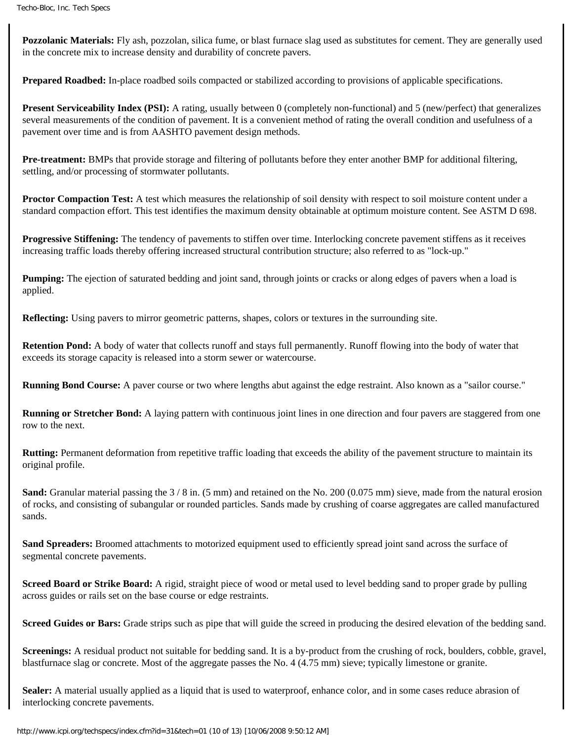**Pozzolanic Materials:** Fly ash, pozzolan, silica fume, or blast furnace slag used as substitutes for cement. They are generally used in the concrete mix to increase density and durability of concrete pavers.

**Prepared Roadbed:** In-place roadbed soils compacted or stabilized according to provisions of applicable specifications.

**Present Serviceability Index (PSI):** A rating, usually between 0 (completely non-functional) and 5 (new/perfect) that generalizes several measurements of the condition of pavement. It is a convenient method of rating the overall condition and usefulness of a pavement over time and is from AASHTO pavement design methods.

**Pre-treatment:** BMPs that provide storage and filtering of pollutants before they enter another BMP for additional filtering, settling, and/or processing of stormwater pollutants.

**Proctor Compaction Test:** A test which measures the relationship of soil density with respect to soil moisture content under a standard compaction effort. This test identifies the maximum density obtainable at optimum moisture content. See ASTM D 698.

**Progressive Stiffening:** The tendency of pavements to stiffen over time. Interlocking concrete pavement stiffens as it receives increasing traffic loads thereby offering increased structural contribution structure; also referred to as "lock-up."

**Pumping:** The ejection of saturated bedding and joint sand, through joints or cracks or along edges of pavers when a load is applied.

**Reflecting:** Using pavers to mirror geometric patterns, shapes, colors or textures in the surrounding site.

**Retention Pond:** A body of water that collects runoff and stays full permanently. Runoff flowing into the body of water that exceeds its storage capacity is released into a storm sewer or watercourse.

**Running Bond Course:** A paver course or two where lengths abut against the edge restraint. Also known as a "sailor course."

**Running or Stretcher Bond:** A laying pattern with continuous joint lines in one direction and four pavers are staggered from one row to the next.

**Rutting:** Permanent deformation from repetitive traffic loading that exceeds the ability of the pavement structure to maintain its original profile.

**Sand:** Granular material passing the 3 / 8 in. (5 mm) and retained on the No. 200 (0.075 mm) sieve, made from the natural erosion of rocks, and consisting of subangular or rounded particles. Sands made by crushing of coarse aggregates are called manufactured sands.

**Sand Spreaders:** Broomed attachments to motorized equipment used to efficiently spread joint sand across the surface of segmental concrete pavements.

**Screed Board or Strike Board:** A rigid, straight piece of wood or metal used to level bedding sand to proper grade by pulling across guides or rails set on the base course or edge restraints.

**Screed Guides or Bars:** Grade strips such as pipe that will guide the screed in producing the desired elevation of the bedding sand.

**Screenings:** A residual product not suitable for bedding sand. It is a by-product from the crushing of rock, boulders, cobble, gravel, blastfurnace slag or concrete. Most of the aggregate passes the No. 4 (4.75 mm) sieve; typically limestone or granite.

**Sealer:** A material usually applied as a liquid that is used to waterproof, enhance color, and in some cases reduce abrasion of interlocking concrete pavements.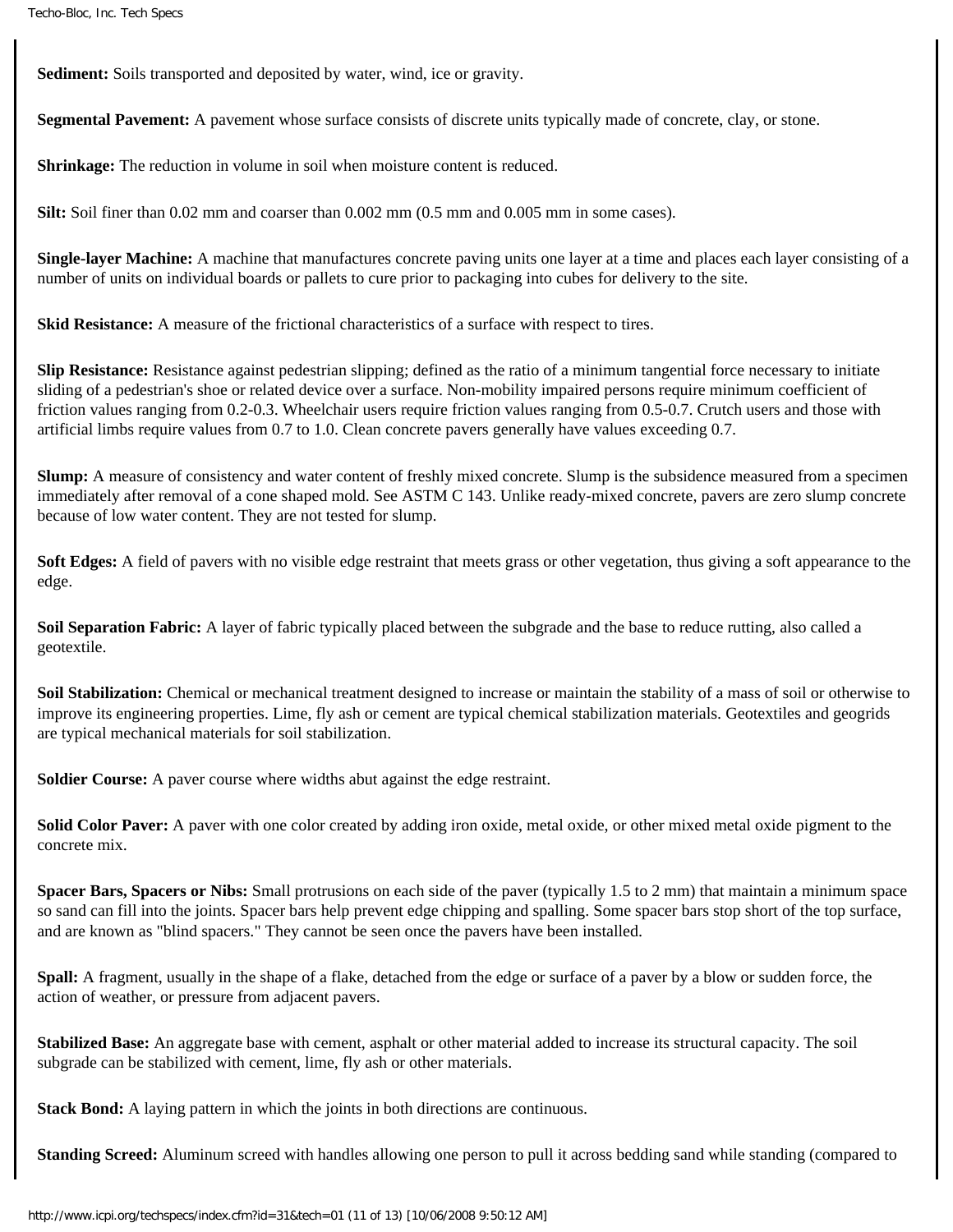**Sediment:** Soils transported and deposited by water, wind, ice or gravity.

**Segmental Pavement:** A pavement whose surface consists of discrete units typically made of concrete, clay, or stone.

**Shrinkage:** The reduction in volume in soil when moisture content is reduced.

**Silt:** Soil finer than 0.02 mm and coarser than 0.002 mm (0.5 mm and 0.005 mm in some cases).

**Single-layer Machine:** A machine that manufactures concrete paving units one layer at a time and places each layer consisting of a number of units on individual boards or pallets to cure prior to packaging into cubes for delivery to the site.

**Skid Resistance:** A measure of the frictional characteristics of a surface with respect to tires.

**Slip Resistance:** Resistance against pedestrian slipping; defined as the ratio of a minimum tangential force necessary to initiate sliding of a pedestrian's shoe or related device over a surface. Non-mobility impaired persons require minimum coefficient of friction values ranging from 0.2-0.3. Wheelchair users require friction values ranging from 0.5-0.7. Crutch users and those with artificial limbs require values from 0.7 to 1.0. Clean concrete pavers generally have values exceeding 0.7.

**Slump:** A measure of consistency and water content of freshly mixed concrete. Slump is the subsidence measured from a specimen immediately after removal of a cone shaped mold. See ASTM C 143. Unlike ready-mixed concrete, pavers are zero slump concrete because of low water content. They are not tested for slump.

**Soft Edges:** A field of pavers with no visible edge restraint that meets grass or other vegetation, thus giving a soft appearance to the edge.

**Soil Separation Fabric:** A layer of fabric typically placed between the subgrade and the base to reduce rutting, also called a geotextile.

**Soil Stabilization:** Chemical or mechanical treatment designed to increase or maintain the stability of a mass of soil or otherwise to improve its engineering properties. Lime, fly ash or cement are typical chemical stabilization materials. Geotextiles and geogrids are typical mechanical materials for soil stabilization.

**Soldier Course:** A paver course where widths abut against the edge restraint.

**Solid Color Paver:** A paver with one color created by adding iron oxide, metal oxide, or other mixed metal oxide pigment to the concrete mix.

**Spacer Bars, Spacers or Nibs:** Small protrusions on each side of the paver (typically 1.5 to 2 mm) that maintain a minimum space so sand can fill into the joints. Spacer bars help prevent edge chipping and spalling. Some spacer bars stop short of the top surface, and are known as "blind spacers." They cannot be seen once the pavers have been installed.

**Spall:** A fragment, usually in the shape of a flake, detached from the edge or surface of a paver by a blow or sudden force, the action of weather, or pressure from adjacent pavers.

**Stabilized Base:** An aggregate base with cement, asphalt or other material added to increase its structural capacity. The soil subgrade can be stabilized with cement, lime, fly ash or other materials.

**Stack Bond:** A laying pattern in which the joints in both directions are continuous.

**Standing Screed:** Aluminum screed with handles allowing one person to pull it across bedding sand while standing (compared to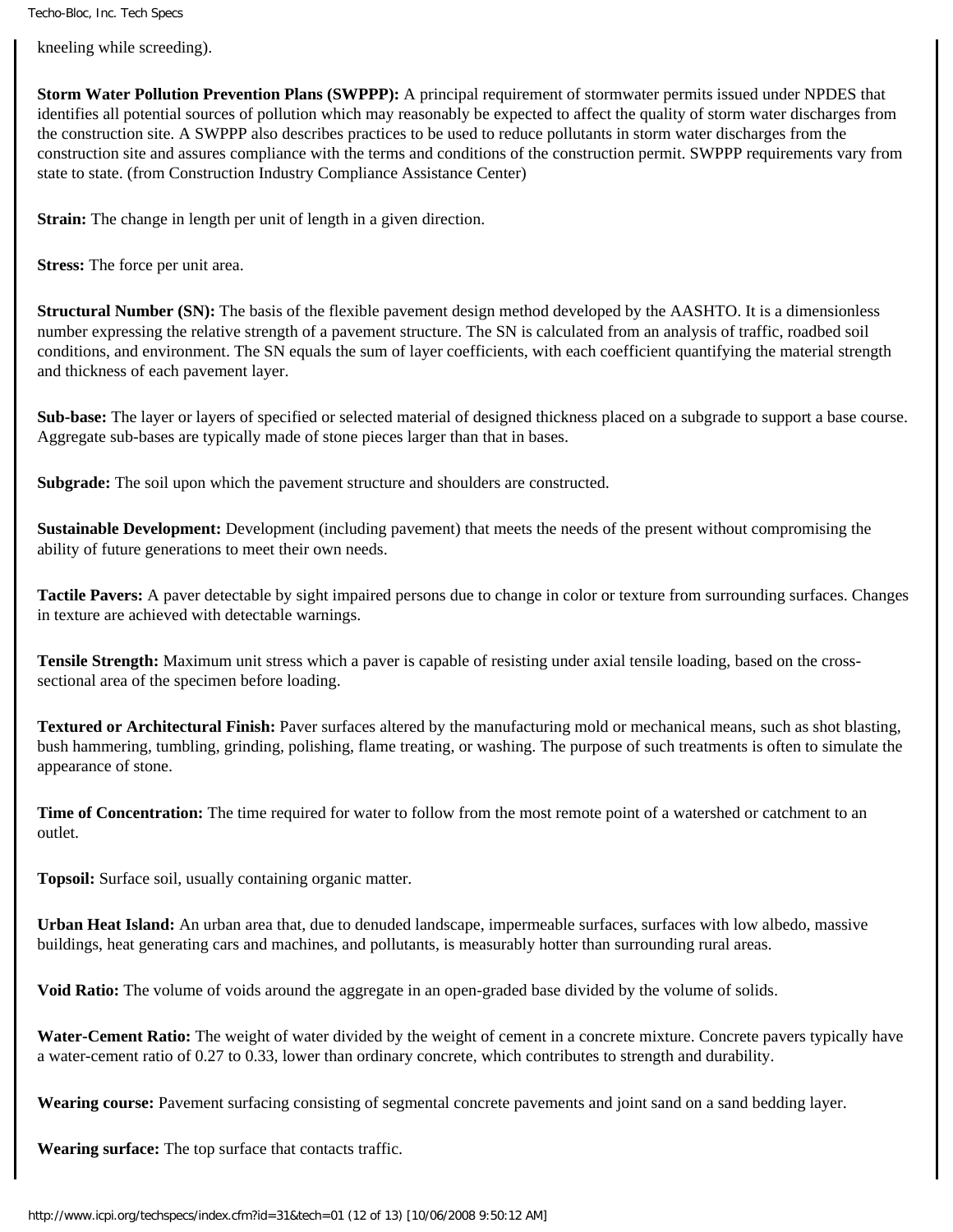kneeling while screeding).

**Storm Water Pollution Prevention Plans (SWPPP):** A principal requirement of stormwater permits issued under NPDES that identifies all potential sources of pollution which may reasonably be expected to affect the quality of storm water discharges from the construction site. A SWPPP also describes practices to be used to reduce pollutants in storm water discharges from the construction site and assures compliance with the terms and conditions of the construction permit. SWPPP requirements vary from state to state. (from Construction Industry Compliance Assistance Center)

**Strain:** The change in length per unit of length in a given direction.

**Stress:** The force per unit area.

**Structural Number (SN):** The basis of the flexible pavement design method developed by the AASHTO. It is a dimensionless number expressing the relative strength of a pavement structure. The SN is calculated from an analysis of traffic, roadbed soil conditions, and environment. The SN equals the sum of layer coefficients, with each coefficient quantifying the material strength and thickness of each pavement layer.

**Sub-base:** The layer or layers of specified or selected material of designed thickness placed on a subgrade to support a base course. Aggregate sub-bases are typically made of stone pieces larger than that in bases.

**Subgrade:** The soil upon which the pavement structure and shoulders are constructed.

**Sustainable Development:** Development (including pavement) that meets the needs of the present without compromising the ability of future generations to meet their own needs.

**Tactile Pavers:** A paver detectable by sight impaired persons due to change in color or texture from surrounding surfaces. Changes in texture are achieved with detectable warnings.

**Tensile Strength:** Maximum unit stress which a paver is capable of resisting under axial tensile loading, based on the cross-sectional area of the specimen before loading.

**Textured or Architectural Finish:** Paver surfaces altered by the manufacturing mold or mechanical means, such as shot blasting, bush hammering, tumbling, grinding, polishing, flame treating, or washing. The purpose of such treatments is often to simulate the appearance of stone.

**Time of Concentration:** The time required for water to follow from the most remote point of a watershed or catchment to an outlet.

**Topsoil:** Surface soil, usually containing organic matter.

**Urban Heat Island:** An urban area that, due to denuded landscape, impermeable surfaces, surfaces with low albedo, massive buildings, heat generating cars and machines, and pollutants, is measurably hotter than surrounding rural areas.

**Void Ratio:** The volume of voids around the aggregate in an open-graded base divided by the volume of solids.

**Water-Cement Ratio:** The weight of water divided by the weight of cement in a concrete mixture. Concrete pavers typically have a water-cement ratio of 0.27 to 0.33, lower than ordinary concrete, which contributes to strength and durability.

**Wearing course:** Pavement surfacing consisting of segmental concrete pavements and joint sand on a sand bedding layer.

**Wearing surface:** The top surface that contacts traffic.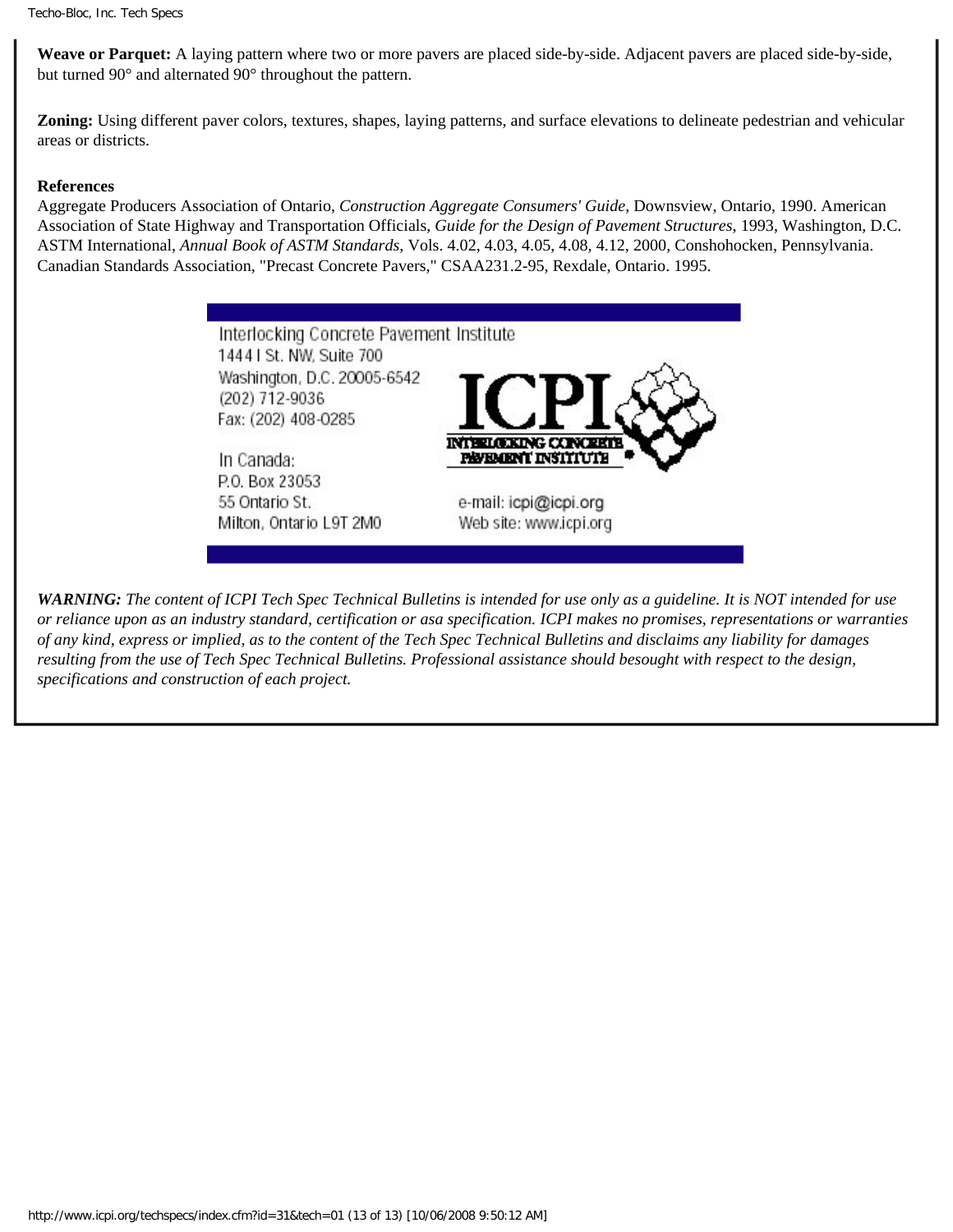**Weave or Parquet:** A laying pattern where two or more pavers are placed side-by-side. Adjacent pavers are placed side-by-side, but turned 90° and alternated 90° throughout the pattern.

**Zoning:** Using different paver colors, textures, shapes, laying patterns, and surface elevations to delineate pedestrian and vehicular areas or districts.

**References**

Aggregate Producers Association of Ontario, *Construction Aggregate Consumers' Guide*, Downsview, Ontario, 1990. American Association of State Highway and Transportation Officials, *Guide for the Design of Pavement Structures*, 1993, Washington, D.C. ASTM International, *Annual Book of ASTM Standards*, Vols. 4.02, 4.03, 4.05, 4.08, 4.12, 2000, Conshohocken, Pennsylvania. Canadian Standards Association, "Precast Concrete Pavers," CSAA231.2-95, Rexdale, Ontario. 1995.

Interlocking Concrete Pavement Institute
1444 I St. NW, Suite 700
Washington, D.C. 20005-6542
(202) 712-9036
Fax: (202) 408-0285

In Canada:
P.O. Box 23053
55 Ontario St.
Milton, Ontario L9T 2M0

ICPI
INTERLOCKING CONCRETE PAVEMENT INSTITUTE

e-mail: icpi@icpi.org
Web site: www.icpi.org

***WARNING:*** *The content of ICPI Tech Spec Technical Bulletins is intended for use only as a guideline. It is NOT intended for use or reliance upon as an industry standard, certification or asa specification. ICPI makes no promises, representations or warranties of any kind, express or implied, as to the content of the Tech Spec Technical Bulletins and disclaims any liability for damages resulting from the use of Tech Spec Technical Bulletins. Professional assistance should besought with respect to the design, specifications and construction of each project.*